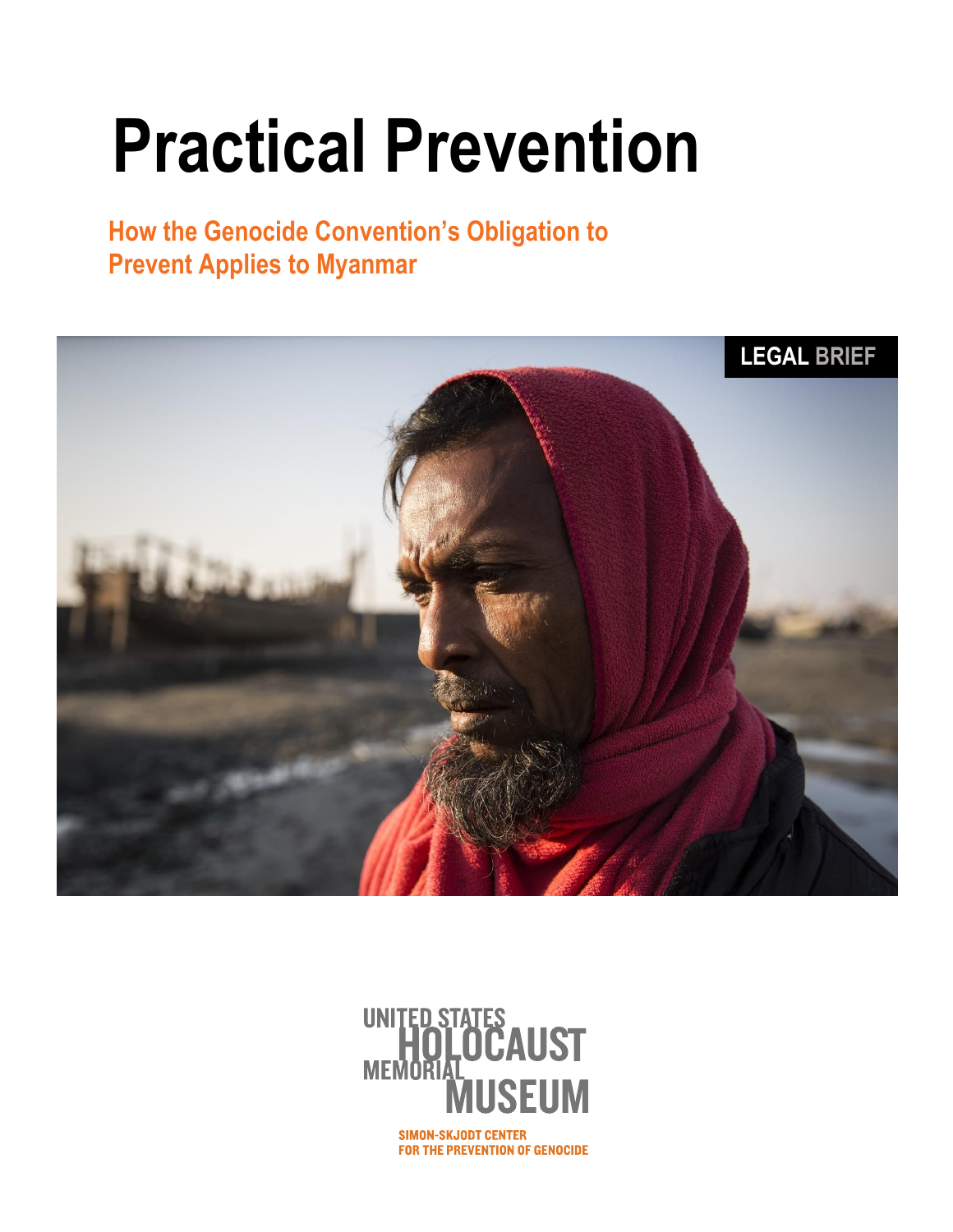# Practical Prevention

## How the Genocide Convention's Obligation to Prevent Applies to Myanmar

LEGAL BRIEF

UNITED STATES HOLOCAUST MEMORIAL MUSEUM

SIMON-SKJODT CENTER FOR THE PREVENTION OF GENOCIDE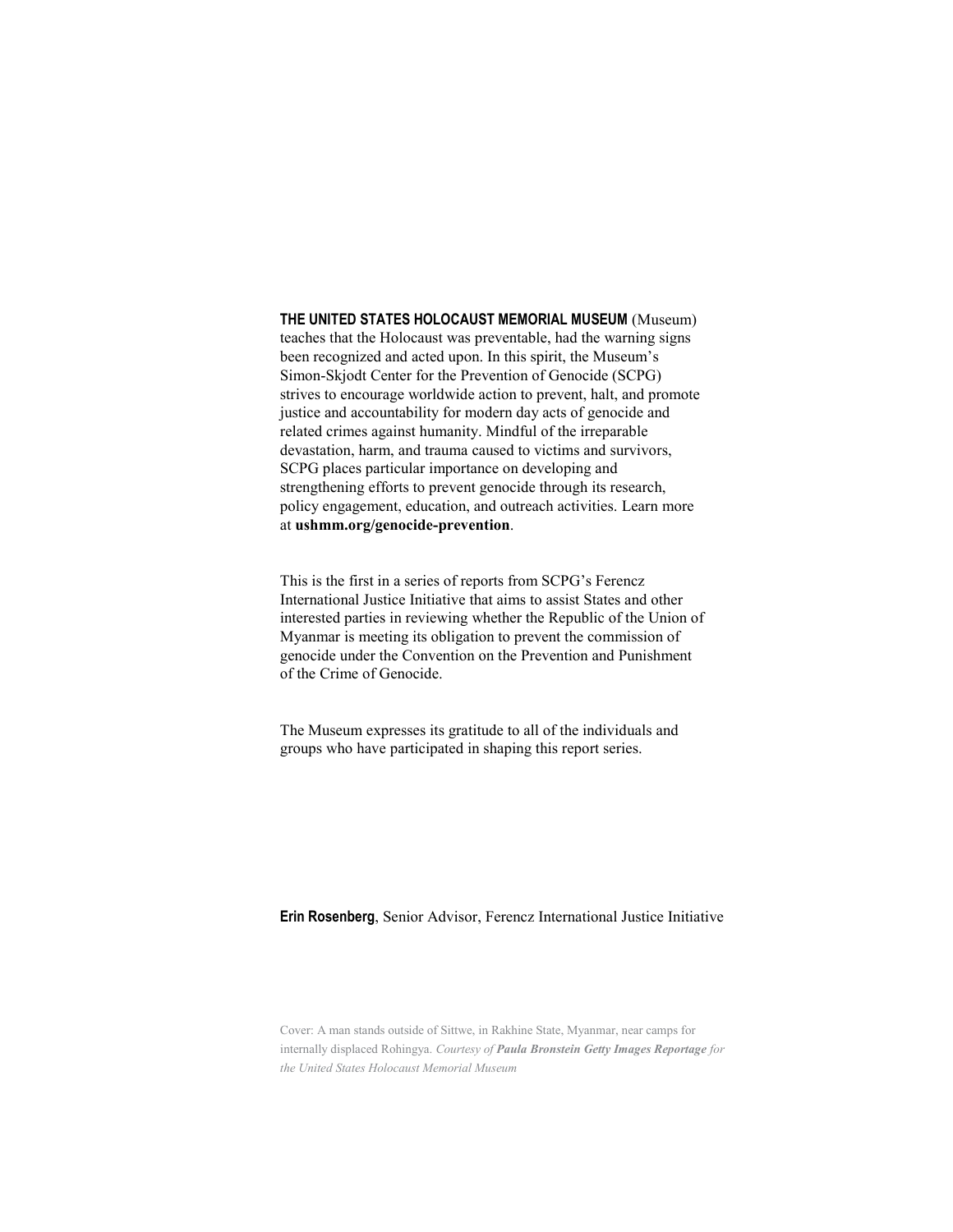**THE UNITED STATES HOLOCAUST MEMORIAL MUSEUM** (Museum) teaches that the Holocaust was preventable, had the warning signs been recognized and acted upon. In this spirit, the Museum's Simon-Skjodt Center for the Prevention of Genocide (SCPG) strives to encourage worldwide action to prevent, halt, and promote justice and accountability for modern day acts of genocide and related crimes against humanity. Mindful of the irreparable devastation, harm, and trauma caused to victims and survivors, SCPG places particular importance on developing and strengthening efforts to prevent genocide through its research, policy engagement, education, and outreach activities. Learn more at **ushmm.org/genocide-prevention**.

This is the first in a series of reports from SCPG's Ferencz International Justice Initiative that aims to assist States and other interested parties in reviewing whether the Republic of the Union of Myanmar is meeting its obligation to prevent the commission of genocide under the Convention on the Prevention and Punishment of the Crime of Genocide.

The Museum expresses its gratitude to all of the individuals and groups who have participated in shaping this report series.

**Erin Rosenberg**, Senior Advisor, Ferencz International Justice Initiative

Cover: A man stands outside of Sittwe, in Rakhine State, Myanmar, near camps for internally displaced Rohingya. *Courtesy of **Paula Bronstein Getty Images Reportage** for the United States Holocaust Memorial Museum*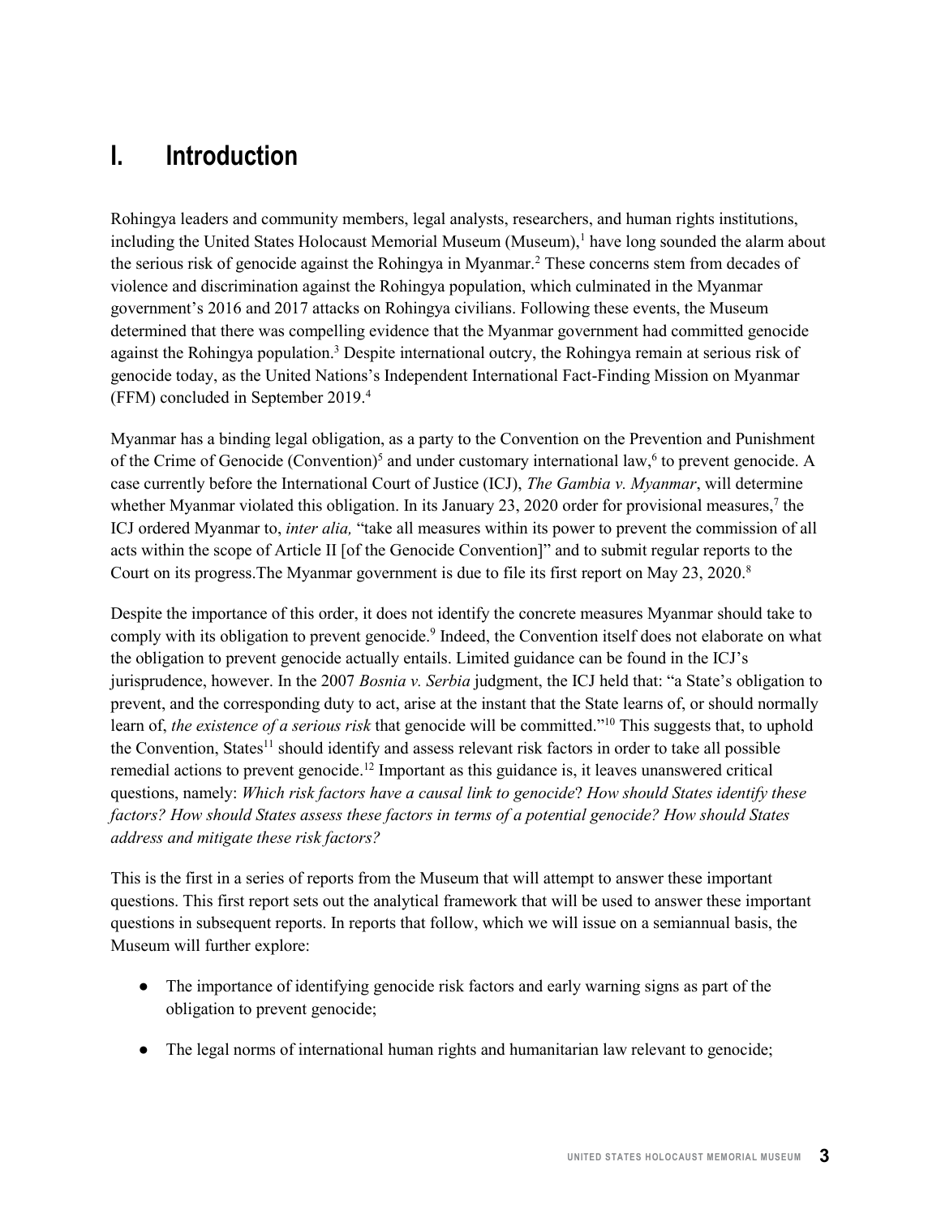# I. Introduction

Rohingya leaders and community members, legal analysts, researchers, and human rights institutions, including the United States Holocaust Memorial Museum (Museum),[1] have long sounded the alarm about the serious risk of genocide against the Rohingya in Myanmar.[2] These concerns stem from decades of violence and discrimination against the Rohingya population, which culminated in the Myanmar government's 2016 and 2017 attacks on Rohingya civilians. Following these events, the Museum determined that there was compelling evidence that the Myanmar government had committed genocide against the Rohingya population.[3] Despite international outcry, the Rohingya remain at serious risk of genocide today, as the United Nations's Independent International Fact-Finding Mission on Myanmar (FFM) concluded in September 2019.[4]

Myanmar has a binding legal obligation, as a party to the Convention on the Prevention and Punishment of the Crime of Genocide (Convention)[5] and under customary international law,[6] to prevent genocide. A case currently before the International Court of Justice (ICJ), *The Gambia v. Myanmar*, will determine whether Myanmar violated this obligation. In its January 23, 2020 order for provisional measures,[7] the ICJ ordered Myanmar to, *inter alia,* "take all measures within its power to prevent the commission of all acts within the scope of Article II [of the Genocide Convention]" and to submit regular reports to the Court on its progress.The Myanmar government is due to file its first report on May 23, 2020.[8]

Despite the importance of this order, it does not identify the concrete measures Myanmar should take to comply with its obligation to prevent genocide.[9] Indeed, the Convention itself does not elaborate on what the obligation to prevent genocide actually entails. Limited guidance can be found in the ICJ's jurisprudence, however. In the 2007 *Bosnia v. Serbia* judgment, the ICJ held that: "a State's obligation to prevent, and the corresponding duty to act, arise at the instant that the State learns of, or should normally learn of, *the existence of a serious risk* that genocide will be committed."[10] This suggests that, to uphold the Convention, States[11] should identify and assess relevant risk factors in order to take all possible remedial actions to prevent genocide.[12] Important as this guidance is, it leaves unanswered critical questions, namely: *Which risk factors have a causal link to genocide*? *How should States identify these factors? How should States assess these factors in terms of a potential genocide? How should States address and mitigate these risk factors?*

This is the first in a series of reports from the Museum that will attempt to answer these important questions. This first report sets out the analytical framework that will be used to answer these important questions in subsequent reports. In reports that follow, which we will issue on a semiannual basis, the Museum will further explore:

- The importance of identifying genocide risk factors and early warning signs as part of the obligation to prevent genocide;
- The legal norms of international human rights and humanitarian law relevant to genocide;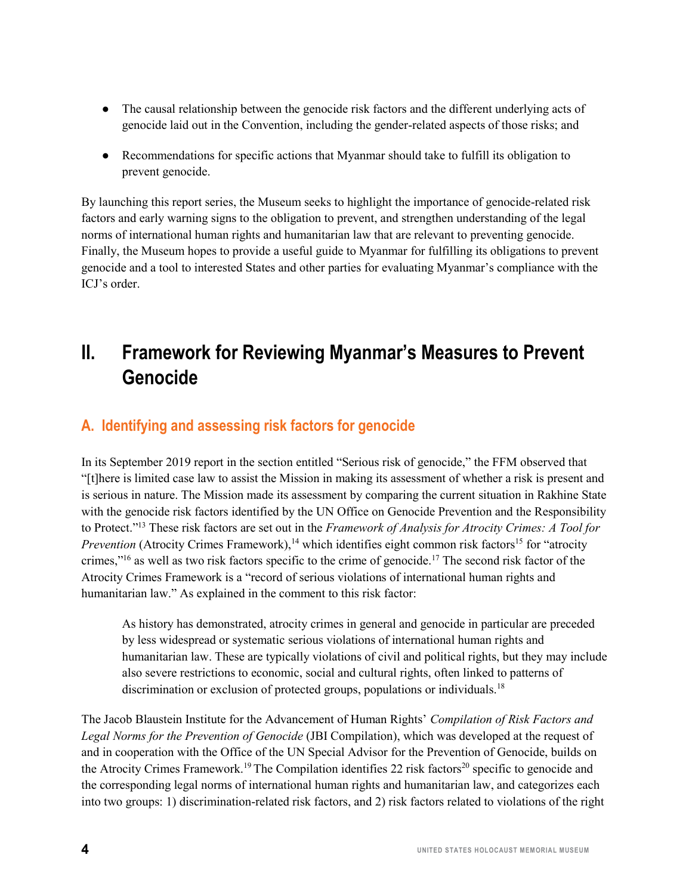- The causal relationship between the genocide risk factors and the different underlying acts of genocide laid out in the Convention, including the gender-related aspects of those risks; and

- Recommendations for specific actions that Myanmar should take to fulfill its obligation to prevent genocide.

By launching this report series, the Museum seeks to highlight the importance of genocide-related risk factors and early warning signs to the obligation to prevent, and strengthen understanding of the legal norms of international human rights and humanitarian law that are relevant to preventing genocide. Finally, the Museum hopes to provide a useful guide to Myanmar for fulfilling its obligations to prevent genocide and a tool to interested States and other parties for evaluating Myanmar's compliance with the ICJ's order.

# II. Framework for Reviewing Myanmar's Measures to Prevent Genocide

## A. Identifying and assessing risk factors for genocide

In its September 2019 report in the section entitled "Serious risk of genocide," the FFM observed that "[t]here is limited case law to assist the Mission in making its assessment of whether a risk is present and is serious in nature. The Mission made its assessment by comparing the current situation in Rakhine State with the genocide risk factors identified by the UN Office on Genocide Prevention and the Responsibility to Protect."[13] These risk factors are set out in the *Framework of Analysis for Atrocity Crimes: A Tool for Prevention* (Atrocity Crimes Framework),[14] which identifies eight common risk factors[15] for "atrocity crimes,"[16] as well as two risk factors specific to the crime of genocide.[17] The second risk factor of the Atrocity Crimes Framework is a "record of serious violations of international human rights and humanitarian law." As explained in the comment to this risk factor:

> As history has demonstrated, atrocity crimes in general and genocide in particular are preceded by less widespread or systematic serious violations of international human rights and humanitarian law. These are typically violations of civil and political rights, but they may include also severe restrictions to economic, social and cultural rights, often linked to patterns of discrimination or exclusion of protected groups, populations or individuals.[18]

The Jacob Blaustein Institute for the Advancement of Human Rights' *Compilation of Risk Factors and Legal Norms for the Prevention of Genocide* (JBI Compilation), which was developed at the request of and in cooperation with the Office of the UN Special Advisor for the Prevention of Genocide, builds on the Atrocity Crimes Framework.[19] The Compilation identifies 22 risk factors[20] specific to genocide and the corresponding legal norms of international human rights and humanitarian law, and categorizes each into two groups: 1) discrimination-related risk factors, and 2) risk factors related to violations of the right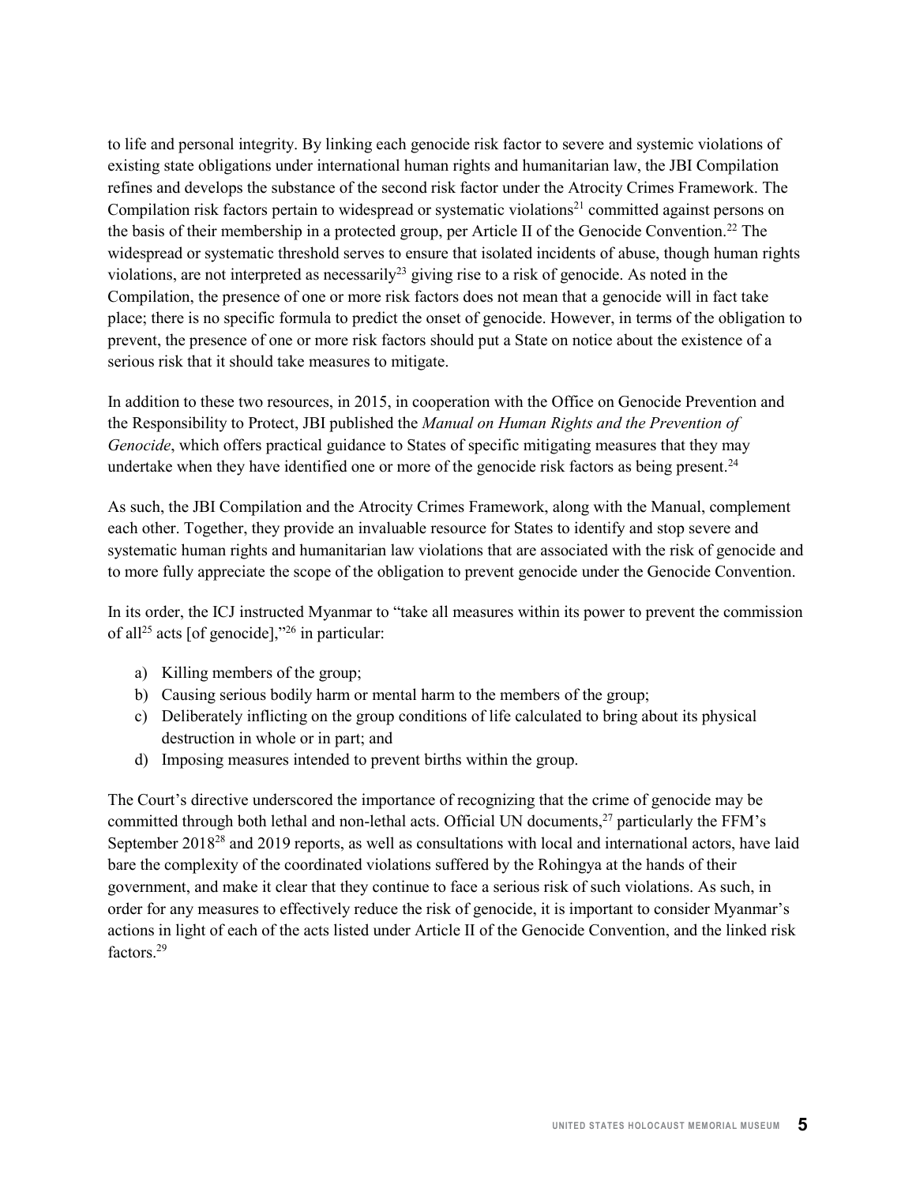to life and personal integrity. By linking each genocide risk factor to severe and systemic violations of existing state obligations under international human rights and humanitarian law, the JBI Compilation refines and develops the substance of the second risk factor under the Atrocity Crimes Framework. The Compilation risk factors pertain to widespread or systematic violations[21] committed against persons on the basis of their membership in a protected group, per Article II of the Genocide Convention.[22] The widespread or systematic threshold serves to ensure that isolated incidents of abuse, though human rights violations, are not interpreted as necessarily[23] giving rise to a risk of genocide. As noted in the Compilation, the presence of one or more risk factors does not mean that a genocide will in fact take place; there is no specific formula to predict the onset of genocide. However, in terms of the obligation to prevent, the presence of one or more risk factors should put a State on notice about the existence of a serious risk that it should take measures to mitigate.

In addition to these two resources, in 2015, in cooperation with the Office on Genocide Prevention and the Responsibility to Protect, JBI published the *Manual on Human Rights and the Prevention of Genocide*, which offers practical guidance to States of specific mitigating measures that they may undertake when they have identified one or more of the genocide risk factors as being present.[24]

As such, the JBI Compilation and the Atrocity Crimes Framework, along with the Manual, complement each other. Together, they provide an invaluable resource for States to identify and stop severe and systematic human rights and humanitarian law violations that are associated with the risk of genocide and to more fully appreciate the scope of the obligation to prevent genocide under the Genocide Convention.

In its order, the ICJ instructed Myanmar to "take all measures within its power to prevent the commission of all[25] acts [of genocide],"[26] in particular:

a) Killing members of the group;
b) Causing serious bodily harm or mental harm to the members of the group;
c) Deliberately inflicting on the group conditions of life calculated to bring about its physical destruction in whole or in part; and
d) Imposing measures intended to prevent births within the group.

The Court's directive underscored the importance of recognizing that the crime of genocide may be committed through both lethal and non-lethal acts. Official UN documents,[27] particularly the FFM's September 2018[28] and 2019 reports, as well as consultations with local and international actors, have laid bare the complexity of the coordinated violations suffered by the Rohingya at the hands of their government, and make it clear that they continue to face a serious risk of such violations. As such, in order for any measures to effectively reduce the risk of genocide, it is important to consider Myanmar's actions in light of each of the acts listed under Article II of the Genocide Convention, and the linked risk factors.[29]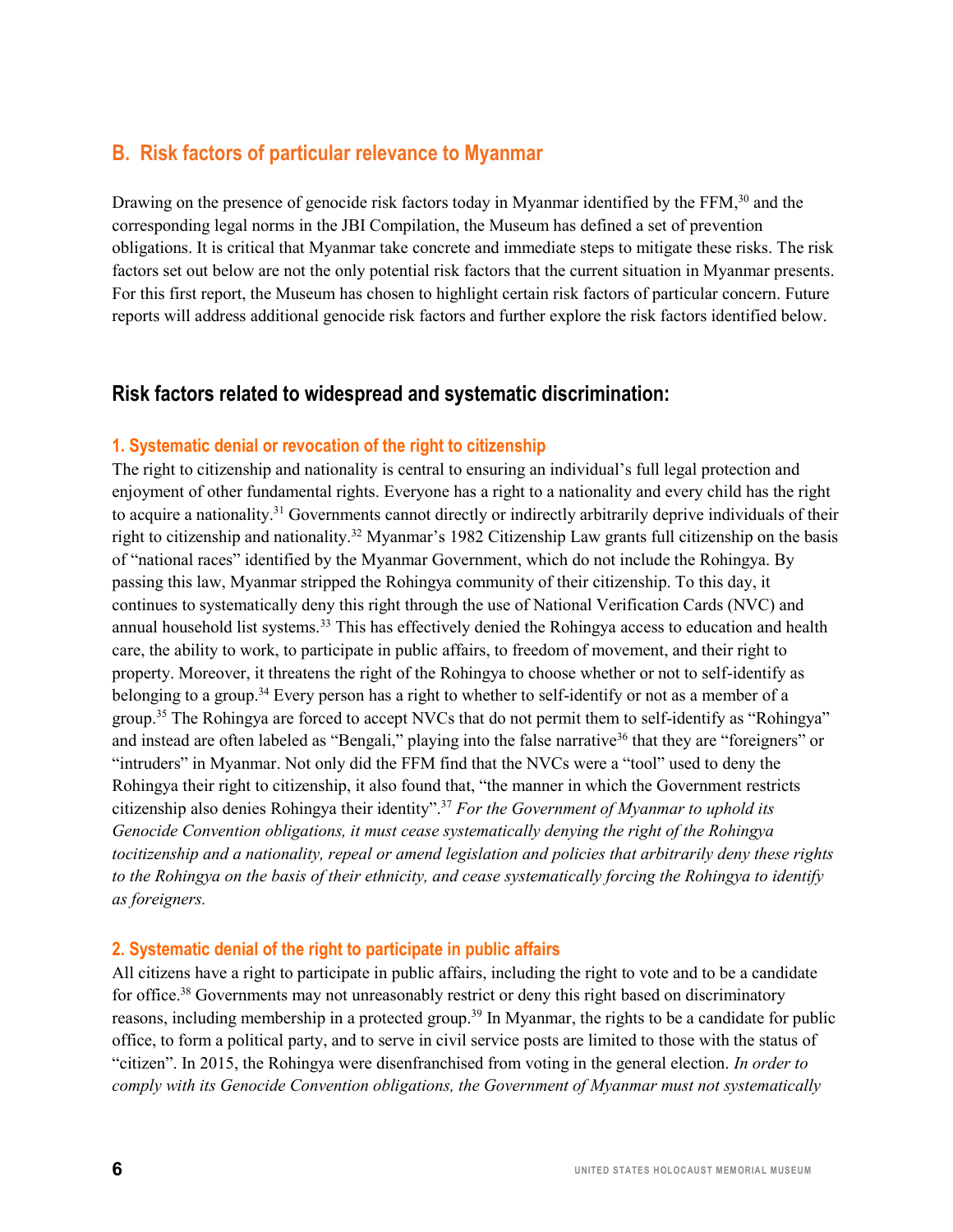## B. Risk factors of particular relevance to Myanmar

Drawing on the presence of genocide risk factors today in Myanmar identified by the FFM,[30] and the corresponding legal norms in the JBI Compilation, the Museum has defined a set of prevention obligations. It is critical that Myanmar take concrete and immediate steps to mitigate these risks. The risk factors set out below are not the only potential risk factors that the current situation in Myanmar presents. For this first report, the Museum has chosen to highlight certain risk factors of particular concern. Future reports will address additional genocide risk factors and further explore the risk factors identified below.

### Risk factors related to widespread and systematic discrimination:

#### 1. Systematic denial or revocation of the right to citizenship

The right to citizenship and nationality is central to ensuring an individual's full legal protection and enjoyment of other fundamental rights. Everyone has a right to a nationality and every child has the right to acquire a nationality.[31] Governments cannot directly or indirectly arbitrarily deprive individuals of their right to citizenship and nationality.[32] Myanmar's 1982 Citizenship Law grants full citizenship on the basis of "national races" identified by the Myanmar Government, which do not include the Rohingya. By passing this law, Myanmar stripped the Rohingya community of their citizenship. To this day, it continues to systematically deny this right through the use of National Verification Cards (NVC) and annual household list systems.[33] This has effectively denied the Rohingya access to education and health care, the ability to work, to participate in public affairs, to freedom of movement, and their right to property. Moreover, it threatens the right of the Rohingya to choose whether or not to self-identify as belonging to a group.[34] Every person has a right to whether to self-identify or not as a member of a group.[35] The Rohingya are forced to accept NVCs that do not permit them to self-identify as "Rohingya" and instead are often labeled as "Bengali," playing into the false narrative[36] that they are "foreigners" or "intruders" in Myanmar. Not only did the FFM find that the NVCs were a "tool" used to deny the Rohingya their right to citizenship, it also found that, "the manner in which the Government restricts citizenship also denies Rohingya their identity".[37] *For the Government of Myanmar to uphold its Genocide Convention obligations, it must cease systematically denying the right of the Rohingya tocitizenship and a nationality, repeal or amend legislation and policies that arbitrarily deny these rights to the Rohingya on the basis of their ethnicity, and cease systematically forcing the Rohingya to identify as foreigners.*

#### 2. Systematic denial of the right to participate in public affairs

All citizens have a right to participate in public affairs, including the right to vote and to be a candidate for office.[38] Governments may not unreasonably restrict or deny this right based on discriminatory reasons, including membership in a protected group.[39] In Myanmar, the rights to be a candidate for public office, to form a political party, and to serve in civil service posts are limited to those with the status of "citizen". In 2015, the Rohingya were disenfranchised from voting in the general election. *In order to comply with its Genocide Convention obligations, the Government of Myanmar must not systematically*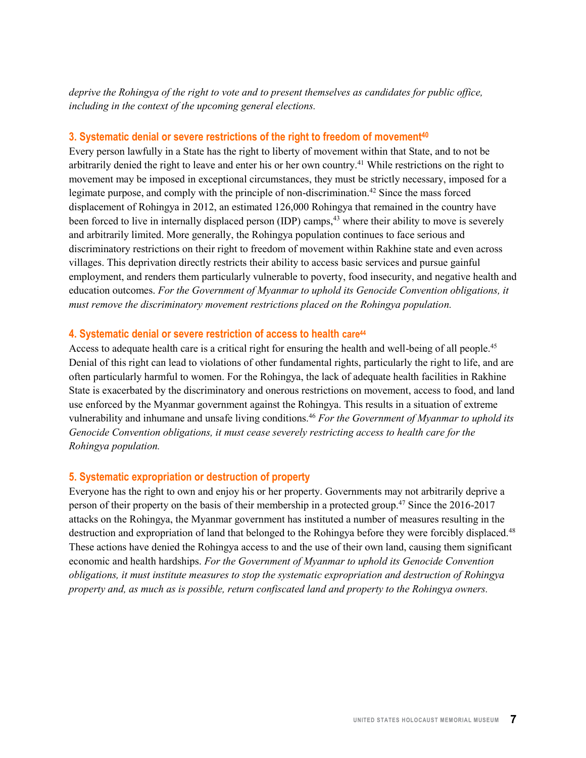*deprive the Rohingya of the right to vote and to present themselves as candidates for public office, including in the context of the upcoming general elections.*

### 3. Systematic denial or severe restrictions of the right to freedom of movement[40]

Every person lawfully in a State has the right to liberty of movement within that State, and to not be arbitrarily denied the right to leave and enter his or her own country.[41] While restrictions on the right to movement may be imposed in exceptional circumstances, they must be strictly necessary, imposed for a legimate purpose, and comply with the principle of non-discrimination.[42] Since the mass forced displacement of Rohingya in 2012, an estimated 126,000 Rohingya that remained in the country have been forced to live in internally displaced person (IDP) camps,[43] where their ability to move is severely and arbitrarily limited. More generally, the Rohingya population continues to face serious and discriminatory restrictions on their right to freedom of movement within Rakhine state and even across villages. This deprivation directly restricts their ability to access basic services and pursue gainful employment, and renders them particularly vulnerable to poverty, food insecurity, and negative health and education outcomes. *For the Government of Myanmar to uphold its Genocide Convention obligations, it must remove the discriminatory movement restrictions placed on the Rohingya population.*

### 4. Systematic denial or severe restriction of access to health care[44]

Access to adequate health care is a critical right for ensuring the health and well-being of all people.[45] Denial of this right can lead to violations of other fundamental rights, particularly the right to life, and are often particularly harmful to women. For the Rohingya, the lack of adequate health facilities in Rakhine State is exacerbated by the discriminatory and onerous restrictions on movement, access to food, and land use enforced by the Myanmar government against the Rohingya. This results in a situation of extreme vulnerability and inhumane and unsafe living conditions.[46] *For the Government of Myanmar to uphold its Genocide Convention obligations, it must cease severely restricting access to health care for the Rohingya population.*

### 5. Systematic expropriation or destruction of property

Everyone has the right to own and enjoy his or her property. Governments may not arbitrarily deprive a person of their property on the basis of their membership in a protected group.[47] Since the 2016-2017 attacks on the Rohingya, the Myanmar government has instituted a number of measures resulting in the destruction and expropriation of land that belonged to the Rohingya before they were forcibly displaced.[48] These actions have denied the Rohingya access to and the use of their own land, causing them significant economic and health hardships. *For the Government of Myanmar to uphold its Genocide Convention obligations, it must institute measures to stop the systematic expropriation and destruction of Rohingya property and, as much as is possible, return confiscated land and property to the Rohingya owners.*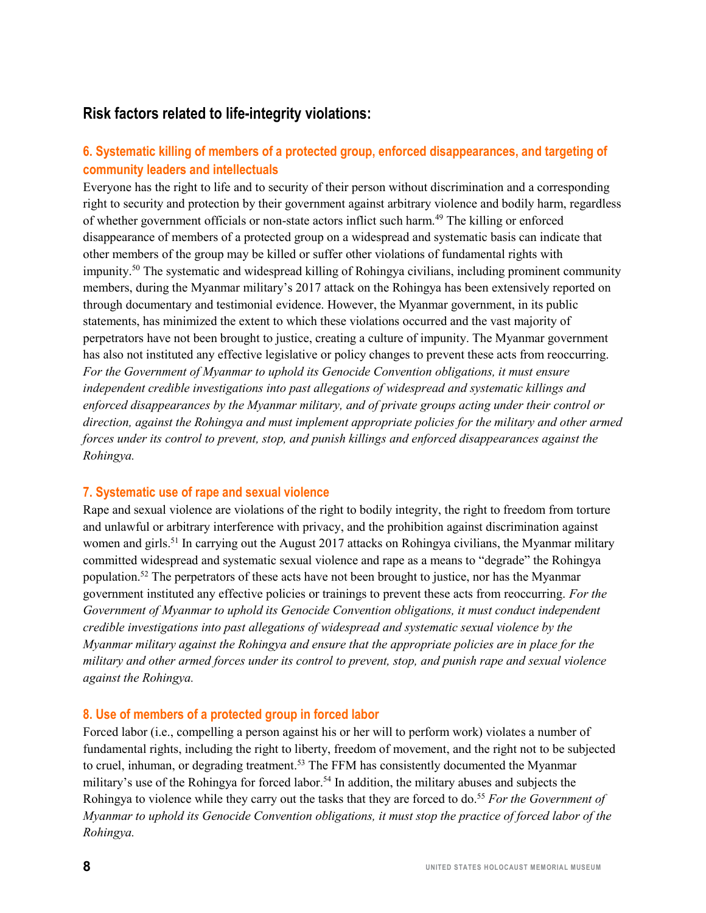## Risk factors related to life-integrity violations:

### 6. Systematic killing of members of a protected group, enforced disappearances, and targeting of community leaders and intellectuals

Everyone has the right to life and to security of their person without discrimination and a corresponding right to security and protection by their government against arbitrary violence and bodily harm, regardless of whether government officials or non-state actors inflict such harm.[49] The killing or enforced disappearance of members of a protected group on a widespread and systematic basis can indicate that other members of the group may be killed or suffer other violations of fundamental rights with impunity.[50] The systematic and widespread killing of Rohingya civilians, including prominent community members, during the Myanmar military's 2017 attack on the Rohingya has been extensively reported on through documentary and testimonial evidence. However, the Myanmar government, in its public statements, has minimized the extent to which these violations occurred and the vast majority of perpetrators have not been brought to justice, creating a culture of impunity. The Myanmar government has also not instituted any effective legislative or policy changes to prevent these acts from reoccurring. *For the Government of Myanmar to uphold its Genocide Convention obligations, it must ensure independent credible investigations into past allegations of widespread and systematic killings and enforced disappearances by the Myanmar military, and of private groups acting under their control or direction, against the Rohingya and must implement appropriate policies for the military and other armed forces under its control to prevent, stop, and punish killings and enforced disappearances against the Rohingya.*

### 7. Systematic use of rape and sexual violence

Rape and sexual violence are violations of the right to bodily integrity, the right to freedom from torture and unlawful or arbitrary interference with privacy, and the prohibition against discrimination against women and girls.[51] In carrying out the August 2017 attacks on Rohingya civilians, the Myanmar military committed widespread and systematic sexual violence and rape as a means to "degrade" the Rohingya population.[52] The perpetrators of these acts have not been brought to justice, nor has the Myanmar government instituted any effective policies or trainings to prevent these acts from reoccurring. *For the Government of Myanmar to uphold its Genocide Convention obligations, it must conduct independent credible investigations into past allegations of widespread and systematic sexual violence by the Myanmar military against the Rohingya and ensure that the appropriate policies are in place for the military and other armed forces under its control to prevent, stop, and punish rape and sexual violence against the Rohingya.*

### 8. Use of members of a protected group in forced labor

Forced labor (i.e., compelling a person against his or her will to perform work) violates a number of fundamental rights, including the right to liberty, freedom of movement, and the right not to be subjected to cruel, inhuman, or degrading treatment.[53] The FFM has consistently documented the Myanmar military's use of the Rohingya for forced labor.[54] In addition, the military abuses and subjects the Rohingya to violence while they carry out the tasks that they are forced to do.[55] *For the Government of Myanmar to uphold its Genocide Convention obligations, it must stop the practice of forced labor of the Rohingya.*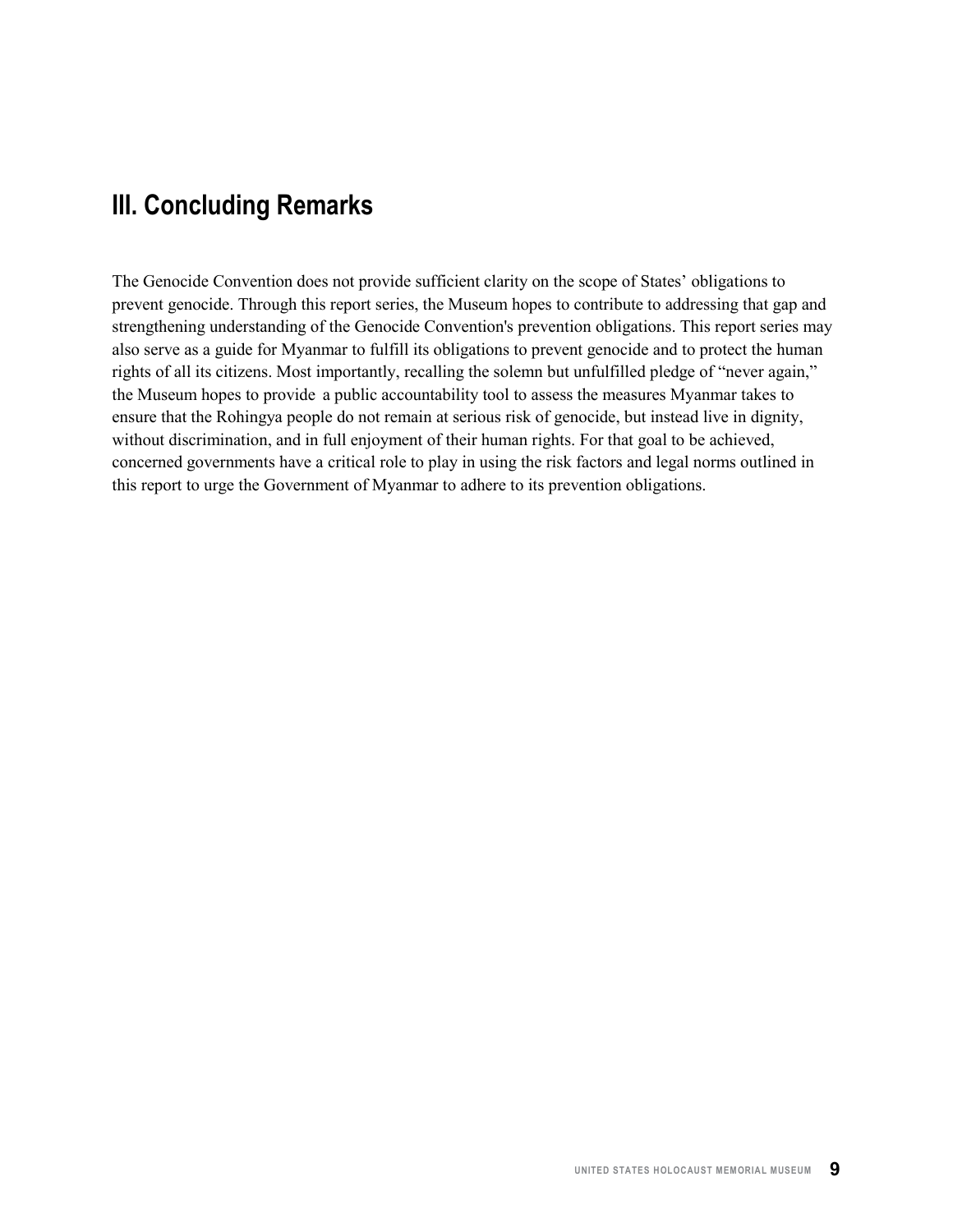## III. Concluding Remarks

The Genocide Convention does not provide sufficient clarity on the scope of States' obligations to prevent genocide. Through this report series, the Museum hopes to contribute to addressing that gap and strengthening understanding of the Genocide Convention's prevention obligations. This report series may also serve as a guide for Myanmar to fulfill its obligations to prevent genocide and to protect the human rights of all its citizens. Most importantly, recalling the solemn but unfulfilled pledge of "never again," the Museum hopes to provide a public accountability tool to assess the measures Myanmar takes to ensure that the Rohingya people do not remain at serious risk of genocide, but instead live in dignity, without discrimination, and in full enjoyment of their human rights. For that goal to be achieved, concerned governments have a critical role to play in using the risk factors and legal norms outlined in this report to urge the Government of Myanmar to adhere to its prevention obligations.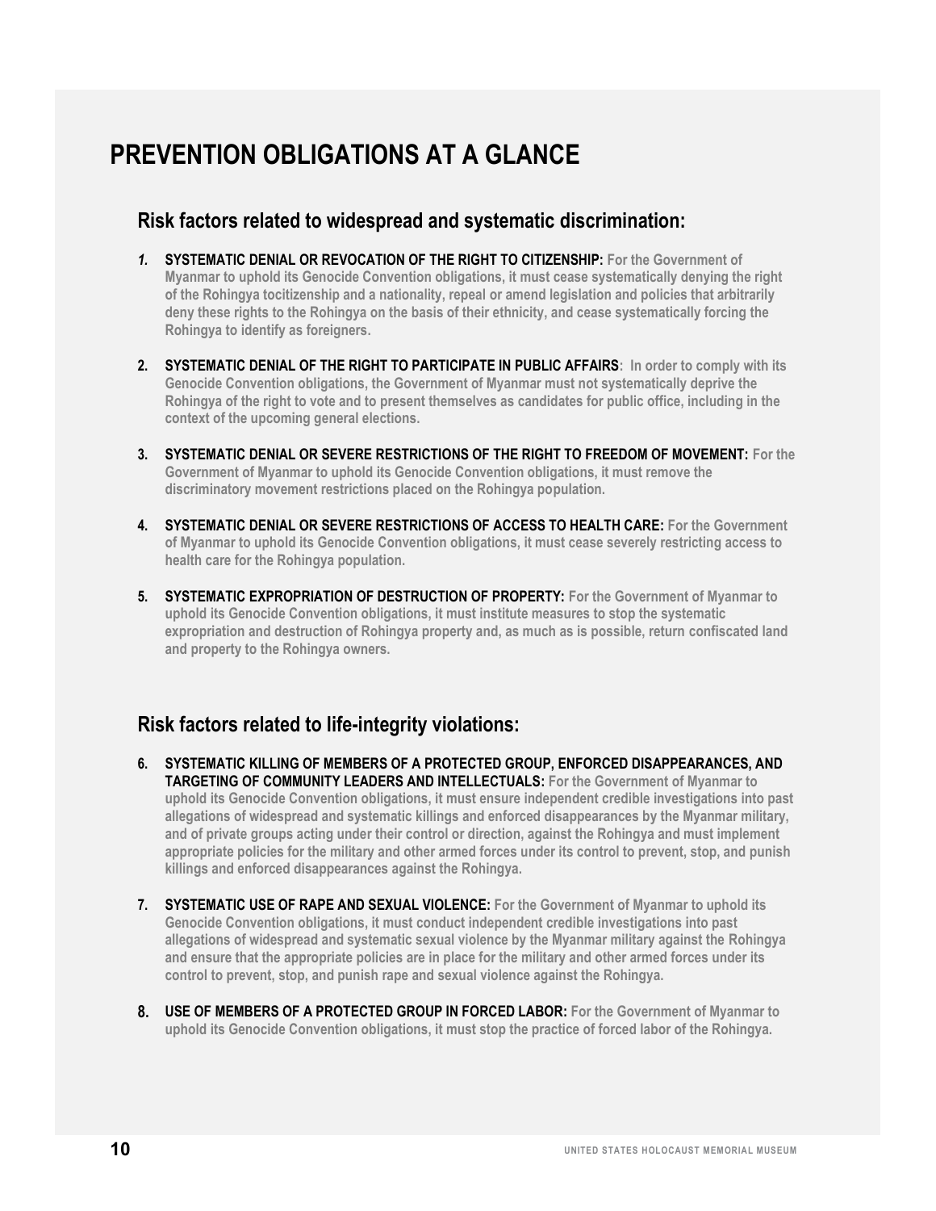# PREVENTION OBLIGATIONS AT A GLANCE

## Risk factors related to widespread and systematic discrimination:

1. **SYSTEMATIC DENIAL OR REVOCATION OF THE RIGHT TO CITIZENSHIP:** For the Government of Myanmar to uphold its Genocide Convention obligations, it must cease systematically denying the right of the Rohingya tocitizenship and a nationality, repeal or amend legislation and policies that arbitrarily deny these rights to the Rohingya on the basis of their ethnicity, and cease systematically forcing the Rohingya to identify as foreigners.

2. **SYSTEMATIC DENIAL OF THE RIGHT TO PARTICIPATE IN PUBLIC AFFAIRS**: In order to comply with its Genocide Convention obligations, the Government of Myanmar must not systematically deprive the Rohingya of the right to vote and to present themselves as candidates for public office, including in the context of the upcoming general elections.

3. **SYSTEMATIC DENIAL OR SEVERE RESTRICTIONS OF THE RIGHT TO FREEDOM OF MOVEMENT:** For the Government of Myanmar to uphold its Genocide Convention obligations, it must remove the discriminatory movement restrictions placed on the Rohingya population.

4. **SYSTEMATIC DENIAL OR SEVERE RESTRICTIONS OF ACCESS TO HEALTH CARE:** For the Government of Myanmar to uphold its Genocide Convention obligations, it must cease severely restricting access to health care for the Rohingya population.

5. **SYSTEMATIC EXPROPRIATION OF DESTRUCTION OF PROPERTY:** For the Government of Myanmar to uphold its Genocide Convention obligations, it must institute measures to stop the systematic expropriation and destruction of Rohingya property and, as much as is possible, return confiscated land and property to the Rohingya owners.

## Risk factors related to life-integrity violations:

6. **SYSTEMATIC KILLING OF MEMBERS OF A PROTECTED GROUP, ENFORCED DISAPPEARANCES, AND TARGETING OF COMMUNITY LEADERS AND INTELLECTUALS:** For the Government of Myanmar to uphold its Genocide Convention obligations, it must ensure independent credible investigations into past allegations of widespread and systematic killings and enforced disappearances by the Myanmar military, and of private groups acting under their control or direction, against the Rohingya and must implement appropriate policies for the military and other armed forces under its control to prevent, stop, and punish killings and enforced disappearances against the Rohingya.

7. **SYSTEMATIC USE OF RAPE AND SEXUAL VIOLENCE:** For the Government of Myanmar to uphold its Genocide Convention obligations, it must conduct independent credible investigations into past allegations of widespread and systematic sexual violence by the Myanmar military against the Rohingya and ensure that the appropriate policies are in place for the military and other armed forces under its control to prevent, stop, and punish rape and sexual violence against the Rohingya.

8. **USE OF MEMBERS OF A PROTECTED GROUP IN FORCED LABOR:** For the Government of Myanmar to uphold its Genocide Convention obligations, it must stop the practice of forced labor of the Rohingya.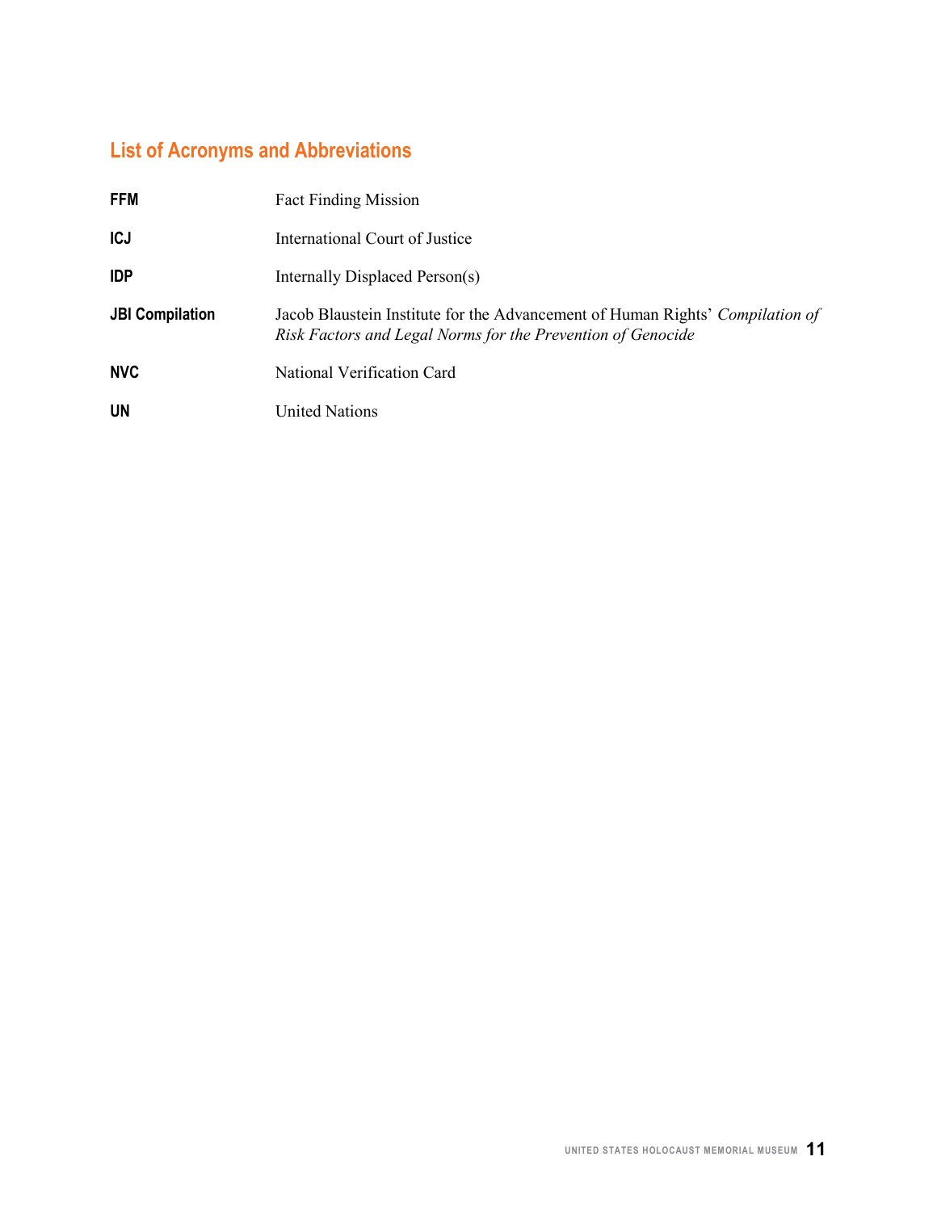## List of Acronyms and Abbreviations

| | |
|---|---|
| **FFM** | Fact Finding Mission |
| **ICJ** | International Court of Justice |
| **IDP** | Internally Displaced Person(s) |
| **JBI Compilation** | Jacob Blaustein Institute for the Advancement of Human Rights' *Compilation of Risk Factors and Legal Norms for the Prevention of Genocide* |
| **NVC** | National Verification Card |
| **UN** | United Nations |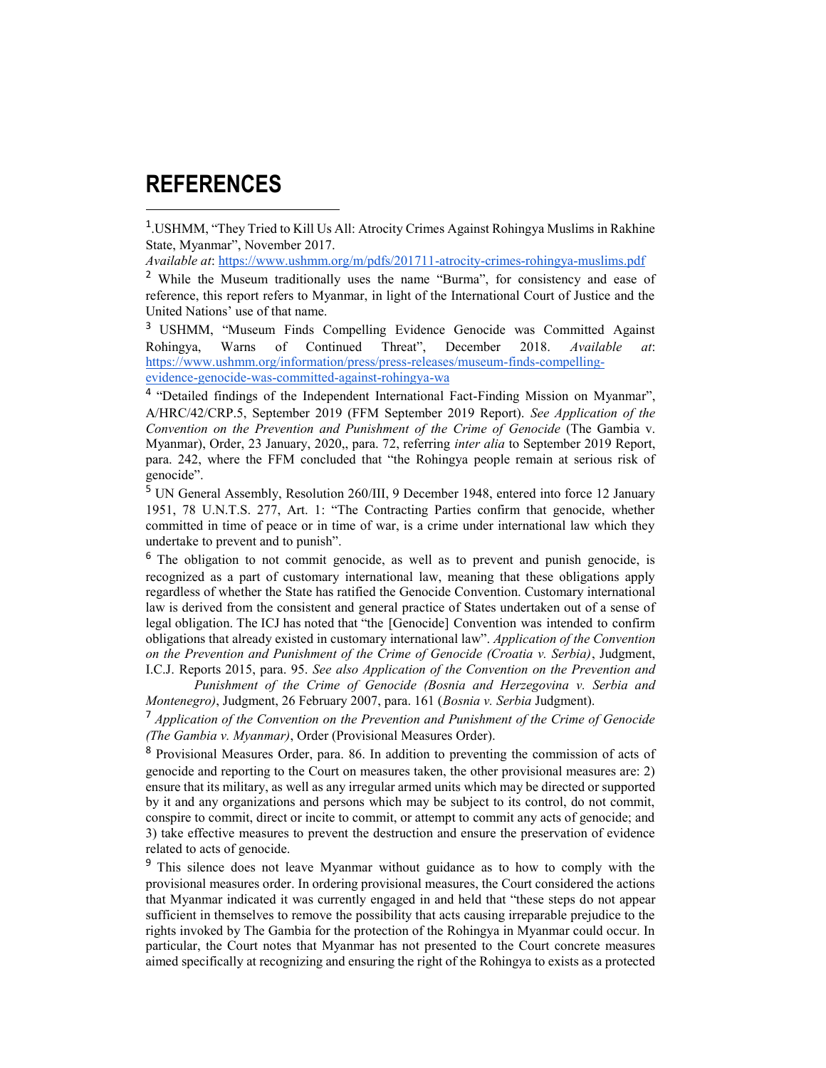# REFERENCES

[1].USHMM, "They Tried to Kill Us All: Atrocity Crimes Against Rohingya Muslims in Rakhine State, Myanmar", November 2017.
*Available at*: https://www.ushmm.org/m/pdfs/201711-atrocity-crimes-rohingya-muslims.pdf

[2] While the Museum traditionally uses the name "Burma", for consistency and ease of reference, this report refers to Myanmar, in light of the International Court of Justice and the United Nations' use of that name.

[3] USHMM, "Museum Finds Compelling Evidence Genocide was Committed Against Rohingya, Warns of Continued Threat", December 2018. *Available at*: https://www.ushmm.org/information/press/press-releases/museum-finds-compelling-evidence-genocide-was-committed-against-rohingya-wa

[4] "Detailed findings of the Independent International Fact-Finding Mission on Myanmar", A/HRC/42/CRP.5, September 2019 (FFM September 2019 Report). *See Application of the Convention on the Prevention and Punishment of the Crime of Genocide* (The Gambia v. Myanmar), Order, 23 January, 2020,, para. 72, referring *inter alia* to September 2019 Report, para. 242, where the FFM concluded that "the Rohingya people remain at serious risk of genocide".

[5] UN General Assembly, Resolution 260/III, 9 December 1948, entered into force 12 January 1951, 78 U.N.T.S. 277, Art. 1: "The Contracting Parties confirm that genocide, whether committed in time of peace or in time of war, is a crime under international law which they undertake to prevent and to punish".

[6] The obligation to not commit genocide, as well as to prevent and punish genocide, is recognized as a part of customary international law, meaning that these obligations apply regardless of whether the State has ratified the Genocide Convention. Customary international law is derived from the consistent and general practice of States undertaken out of a sense of legal obligation. The ICJ has noted that "the [Genocide] Convention was intended to confirm obligations that already existed in customary international law". *Application of the Convention on the Prevention and Punishment of the Crime of Genocide (Croatia v. Serbia)*, Judgment, I.C.J. Reports 2015, para. 95. *See also Application of the Convention on the Prevention and Punishment of the Crime of Genocide (Bosnia and Herzegovina v. Serbia and Montenegro)*, Judgment, 26 February 2007, para. 161 (*Bosnia v. Serbia* Judgment).

[7] *Application of the Convention on the Prevention and Punishment of the Crime of Genocide (The Gambia v. Myanmar)*, Order (Provisional Measures Order).

[8] Provisional Measures Order, para. 86. In addition to preventing the commission of acts of genocide and reporting to the Court on measures taken, the other provisional measures are: 2) ensure that its military, as well as any irregular armed units which may be directed or supported by it and any organizations and persons which may be subject to its control, do not commit, conspire to commit, direct or incite to commit, or attempt to commit any acts of genocide; and 3) take effective measures to prevent the destruction and ensure the preservation of evidence related to acts of genocide.

[9] This silence does not leave Myanmar without guidance as to how to comply with the provisional measures order. In ordering provisional measures, the Court considered the actions that Myanmar indicated it was currently engaged in and held that "these steps do not appear sufficient in themselves to remove the possibility that acts causing irreparable prejudice to the rights invoked by The Gambia for the protection of the Rohingya in Myanmar could occur. In particular, the Court notes that Myanmar has not presented to the Court concrete measures aimed specifically at recognizing and ensuring the right of the Rohingya to exists as a protected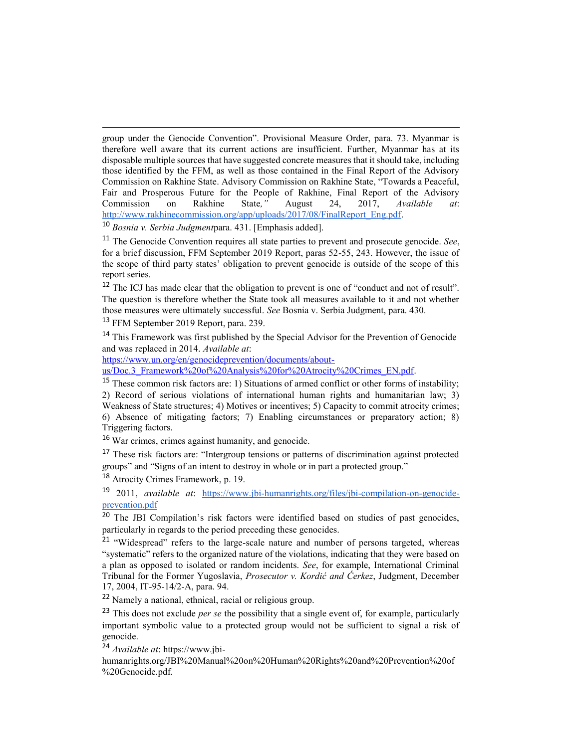group under the Genocide Convention". Provisional Measure Order, para. 73. Myanmar is therefore well aware that its current actions are insufficient. Further, Myanmar has at its disposable multiple sources that have suggested concrete measures that it should take, including those identified by the FFM, as well as those contained in the Final Report of the Advisory Commission on Rakhine State. Advisory Commission on Rakhine State, "Towards a Peaceful, Fair and Prosperous Future for the People of Rakhine, Final Report of the Advisory Commission on Rakhine State*,"* August 24, 2017, *Available at*: http://www.rakhinecommission.org/app/uploads/2017/08/FinalReport_Eng.pdf.

[10] *Bosnia v. Serbia Judgment*para. 431. [Emphasis added].

[11] The Genocide Convention requires all state parties to prevent and prosecute genocide. *See*, for a brief discussion, FFM September 2019 Report, paras 52-55, 243. However, the issue of the scope of third party states' obligation to prevent genocide is outside of the scope of this report series.

[12] The ICJ has made clear that the obligation to prevent is one of "conduct and not of result". The question is therefore whether the State took all measures available to it and not whether those measures were ultimately successful. *See* Bosnia v. Serbia Judgment, para. 430.

[13] FFM September 2019 Report, para. 239.

[14] This Framework was first published by the Special Advisor for the Prevention of Genocide and was replaced in 2014. *Available at*: https://www.un.org/en/genocideprevention/documents/about-us/Doc.3_Framework%20of%20Analysis%20for%20Atrocity%20Crimes_EN.pdf.

[15] These common risk factors are: 1) Situations of armed conflict or other forms of instability; 2) Record of serious violations of international human rights and humanitarian law; 3) Weakness of State structures; 4) Motives or incentives; 5) Capacity to commit atrocity crimes; 6) Absence of mitigating factors; 7) Enabling circumstances or preparatory action; 8) Triggering factors.

[16] War crimes, crimes against humanity, and genocide.

[17] These risk factors are: "Intergroup tensions or patterns of discrimination against protected groups" and "Signs of an intent to destroy in whole or in part a protected group."

[18] Atrocity Crimes Framework, p. 19.

[19] 2011, *available at*: https://www.jbi-humanrights.org/files/jbi-compilation-on-genocide-prevention.pdf

[20] The JBI Compilation's risk factors were identified based on studies of past genocides, particularly in regards to the period preceding these genocides.

[21] "Widespread" refers to the large-scale nature and number of persons targeted, whereas "systematic" refers to the organized nature of the violations, indicating that they were based on a plan as opposed to isolated or random incidents. *See*, for example, International Criminal Tribunal for the Former Yugoslavia, *Prosecutor v. Kordić and Ćerkez*, Judgment, December 17, 2004, IT-95-14/2-A, para. 94.

[22] Namely a national, ethnical, racial or religious group.

[23] This does not exclude *per se* the possibility that a single event of, for example, particularly important symbolic value to a protected group would not be sufficient to signal a risk of genocide.

[24] *Available at*: https://www.jbi-humanrights.org/JBI%20Manual%20on%20Human%20Rights%20and%20Prevention%20of%20Genocide.pdf.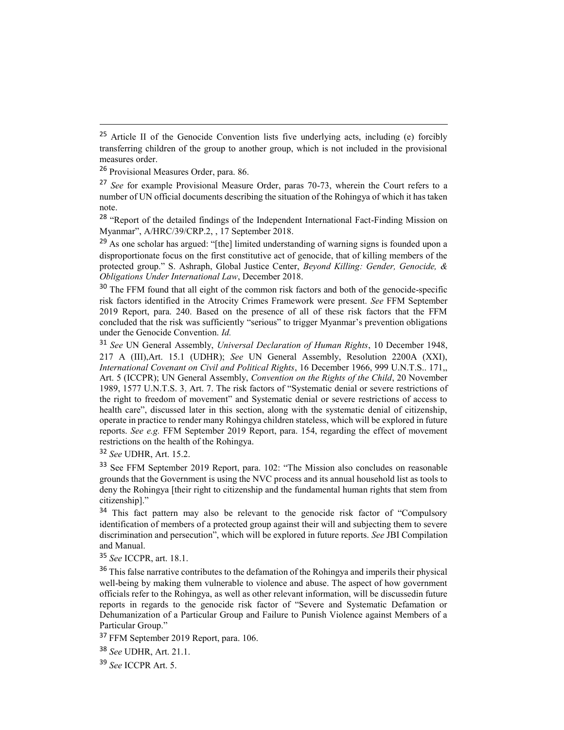[25] Article II of the Genocide Convention lists five underlying acts, including (e) forcibly transferring children of the group to another group, which is not included in the provisional measures order.

[26] Provisional Measures Order, para. 86.

[27] *See* for example Provisional Measure Order, paras 70-73, wherein the Court refers to a number of UN official documents describing the situation of the Rohingya of which it has taken note.

[28] "Report of the detailed findings of the Independent International Fact-Finding Mission on Myanmar", A/HRC/39/CRP.2, , 17 September 2018.

[29] As one scholar has argued: "[the] limited understanding of warning signs is founded upon a disproportionate focus on the first constitutive act of genocide, that of killing members of the protected group." S. Ashraph, Global Justice Center, *Beyond Killing: Gender, Genocide, & Obligations Under International Law*, December 2018.

[30] The FFM found that all eight of the common risk factors and both of the genocide-specific risk factors identified in the Atrocity Crimes Framework were present. *See* FFM September 2019 Report, para. 240. Based on the presence of all of these risk factors that the FFM concluded that the risk was sufficiently "serious" to trigger Myanmar's prevention obligations under the Genocide Convention. *Id.*

[31] *See* UN General Assembly, *Universal Declaration of Human Rights*, 10 December 1948, 217 A (III),Art. 15.1 (UDHR); *See* UN General Assembly, Resolution 2200A (XXI), *International Covenant on Civil and Political Rights*, 16 December 1966, 999 U.N.T.S.. 171,, Art. 5 (ICCPR); UN General Assembly, *Convention on the Rights of the Child*, 20 November 1989, 1577 U.N.T.S. 3, Art. 7. The risk factors of "Systematic denial or severe restrictions of the right to freedom of movement" and Systematic denial or severe restrictions of access to health care", discussed later in this section, along with the systematic denial of citizenship, operate in practice to render many Rohingya children stateless, which will be explored in future reports. *See e.g.* FFM September 2019 Report, para. 154, regarding the effect of movement restrictions on the health of the Rohingya.

[32] *See* UDHR, Art. 15.2.

[33] See FFM September 2019 Report, para. 102: "The Mission also concludes on reasonable grounds that the Government is using the NVC process and its annual household list as tools to deny the Rohingya [their right to citizenship and the fundamental human rights that stem from citizenship]."

[34] This fact pattern may also be relevant to the genocide risk factor of "Compulsory identification of members of a protected group against their will and subjecting them to severe discrimination and persecution", which will be explored in future reports. *See* JBI Compilation and Manual.

[35] *See* ICCPR, art. 18.1.

[36] This false narrative contributes to the defamation of the Rohingya and imperils their physical well-being by making them vulnerable to violence and abuse. The aspect of how government officials refer to the Rohingya, as well as other relevant information, will be discussedin future reports in regards to the genocide risk factor of "Severe and Systematic Defamation or Dehumanization of a Particular Group and Failure to Punish Violence against Members of a Particular Group."

[37] FFM September 2019 Report, para. 106.

[38] *See* UDHR, Art. 21.1.

[39] *See* ICCPR Art. 5.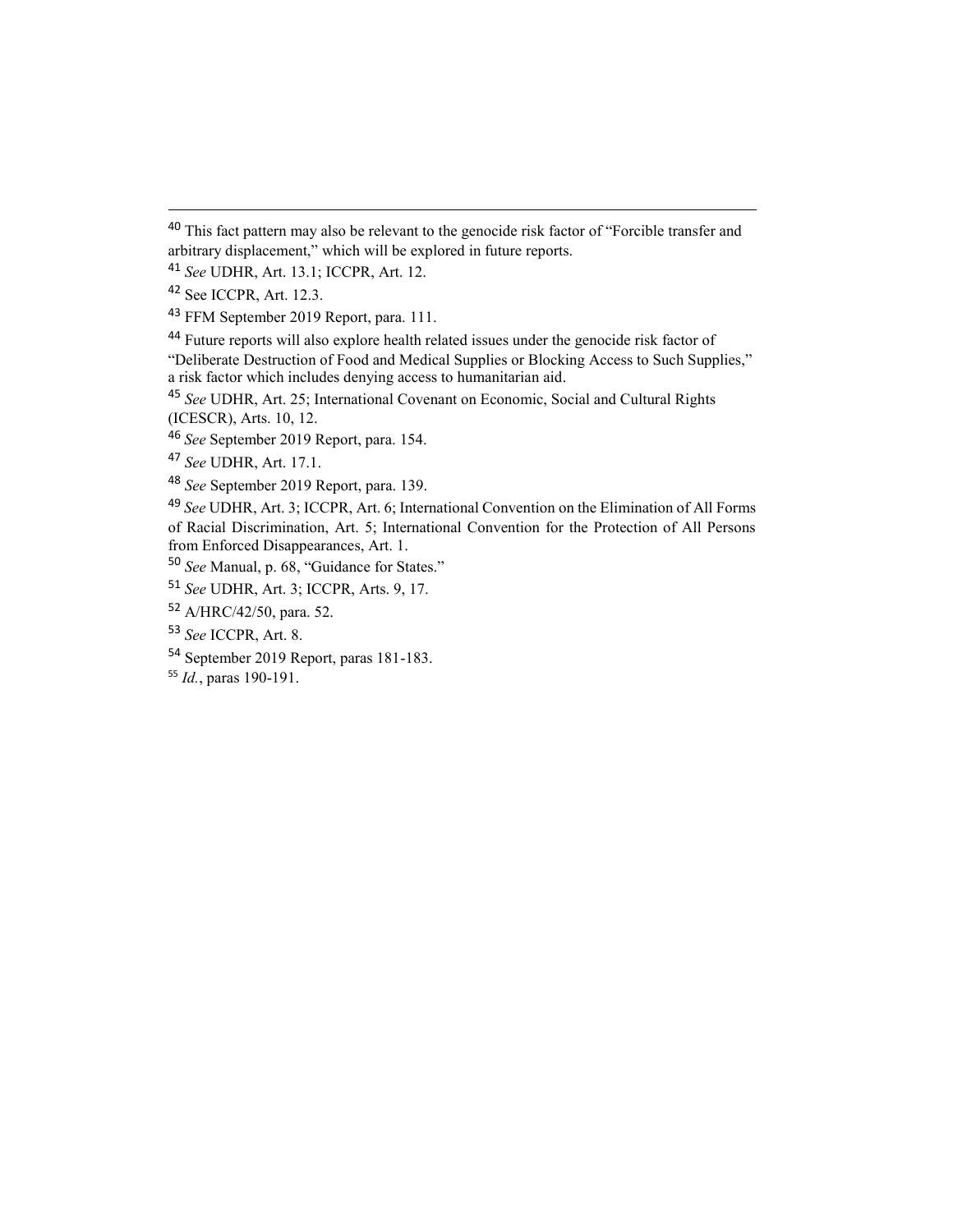---

[40] This fact pattern may also be relevant to the genocide risk factor of "Forcible transfer and arbitrary displacement," which will be explored in future reports.

[41] *See* UDHR, Art. 13.1; ICCPR, Art. 12.

[42] See ICCPR, Art. 12.3.

[43] FFM September 2019 Report, para. 111.

[44] Future reports will also explore health related issues under the genocide risk factor of "Deliberate Destruction of Food and Medical Supplies or Blocking Access to Such Supplies," a risk factor which includes denying access to humanitarian aid.

[45] *See* UDHR, Art. 25; International Covenant on Economic, Social and Cultural Rights (ICESCR), Arts. 10, 12.

[46] *See* September 2019 Report, para. 154.

[47] *See* UDHR, Art. 17.1.

[48] *See* September 2019 Report, para. 139.

[49] *See* UDHR, Art. 3; ICCPR, Art. 6; International Convention on the Elimination of All Forms of Racial Discrimination, Art. 5; International Convention for the Protection of All Persons from Enforced Disappearances, Art. 1.

[50] *See* Manual, p. 68, "Guidance for States."

[51] *See* UDHR, Art. 3; ICCPR, Arts. 9, 17.

[52] A/HRC/42/50, para. 52.

[53] *See* ICCPR, Art. 8.

[54] September 2019 Report, paras 181-183.

[55] *Id.*, paras 190-191.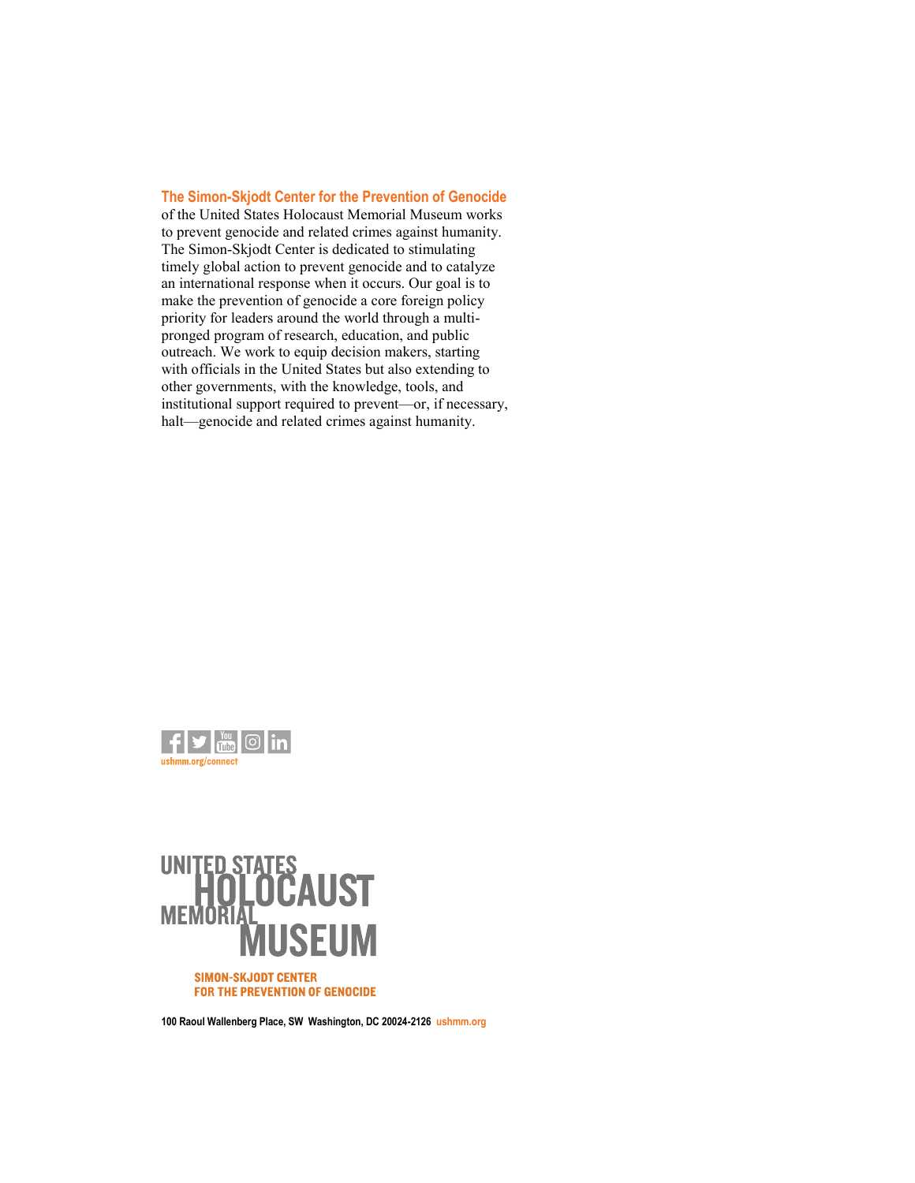**The Simon-Skjodt Center for the Prevention of Genocide** of the United States Holocaust Memorial Museum works to prevent genocide and related crimes against humanity. The Simon-Skjodt Center is dedicated to stimulating timely global action to prevent genocide and to catalyze an international response when it occurs. Our goal is to make the prevention of genocide a core foreign policy priority for leaders around the world through a multi-pronged program of research, education, and public outreach. We work to equip decision makers, starting with officials in the United States but also extending to other governments, with the knowledge, tools, and institutional support required to prevent—or, if necessary, halt—genocide and related crimes against humanity.

ushmm.org/connect

UNITED STATES HOLOCAUST MEMORIAL MUSEUM

SIMON-SKJODT CENTER FOR THE PREVENTION OF GENOCIDE

100 Raoul Wallenberg Place, SW Washington, DC 20024-2126 ushmm.org